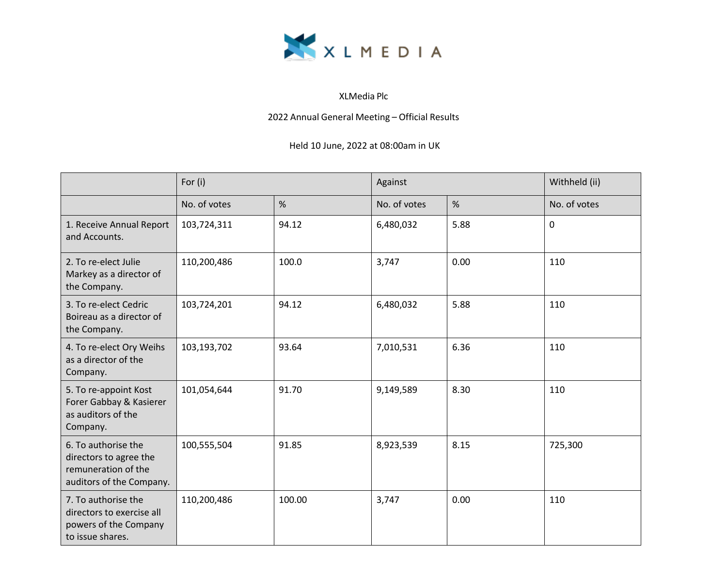XLMEDIA

XLMedia Plc

2022 Annual General Meeting – Official Results

Held 10 June, 2022 at 08:00am in UK

| | For (i) | | Against | | Withheld (ii) |
|---|---|---|---|---|---|
| | No. of votes | % | No. of votes | % | No. of votes |
| 1. Receive Annual Report and Accounts. | 103,724,311 | 94.12 | 6,480,032 | 5.88 | 0 |
| 2. To re-elect Julie Markey as a director of the Company. | 110,200,486 | 100.0 | 3,747 | 0.00 | 110 |
| 3. To re-elect Cedric Boireau as a director of the Company. | 103,724,201 | 94.12 | 6,480,032 | 5.88 | 110 |
| 4. To re-elect Ory Weihs as a director of the Company. | 103,193,702 | 93.64 | 7,010,531 | 6.36 | 110 |
| 5. To re-appoint Kost Forer Gabbay & Kasierer as auditors of the Company. | 101,054,644 | 91.70 | 9,149,589 | 8.30 | 110 |
| 6. To authorise the directors to agree the remuneration of the auditors of the Company. | 100,555,504 | 91.85 | 8,923,539 | 8.15 | 725,300 |
| 7. To authorise the directors to exercise all powers of the Company to issue shares. | 110,200,486 | 100.00 | 3,747 | 0.00 | 110 |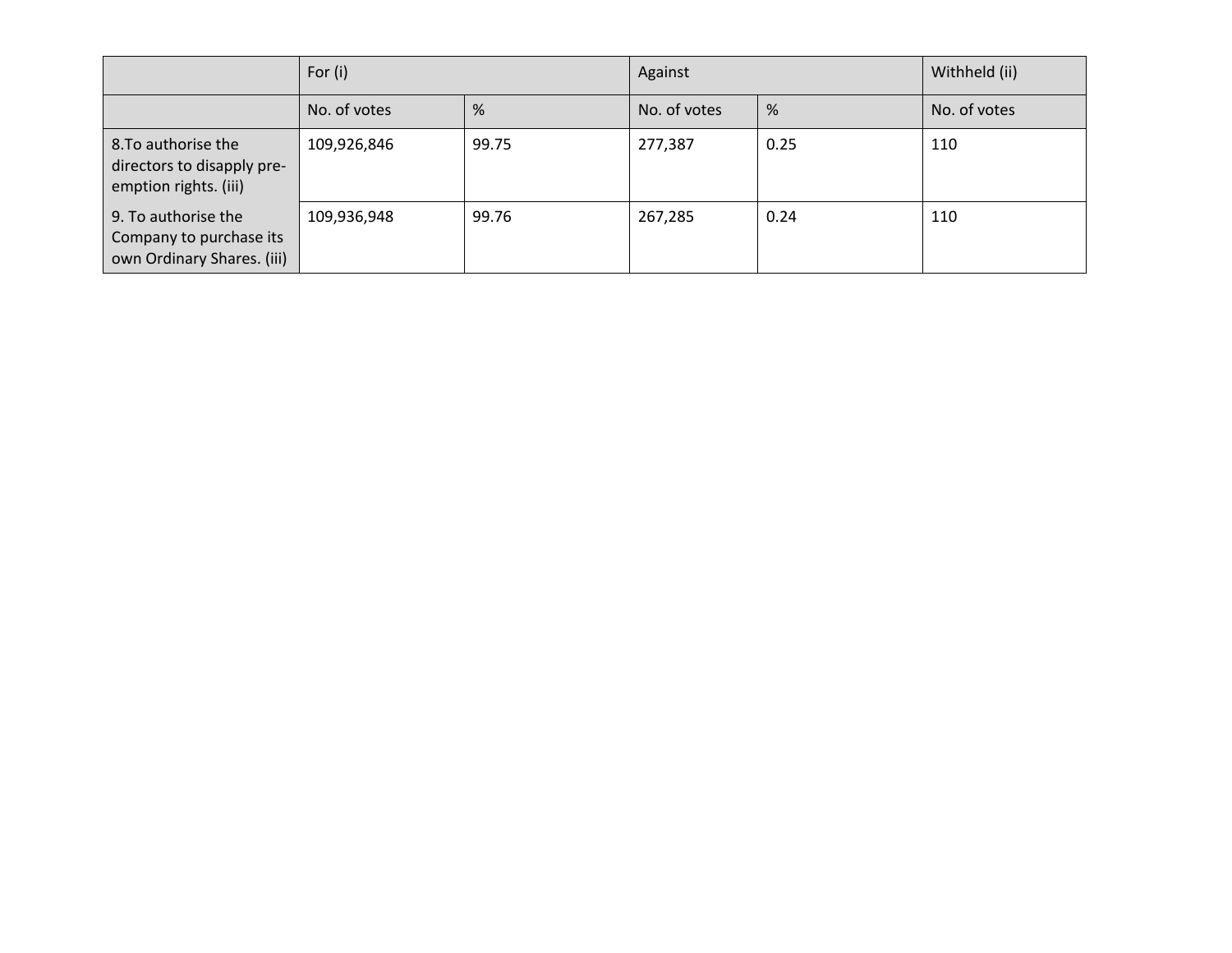| | For (i) | | Against | | Withheld (ii) |
|---|---|---|---|---|---|
| | No. of votes | % | No. of votes | % | No. of votes |
| 8.To authorise the directors to disapply pre-emption rights. (iii) | 109,926,846 | 99.75 | 277,387 | 0.25 | 110 |
| 9. To authorise the Company to purchase its own Ordinary Shares. (iii) | 109,936,948 | 99.76 | 267,285 | 0.24 | 110 |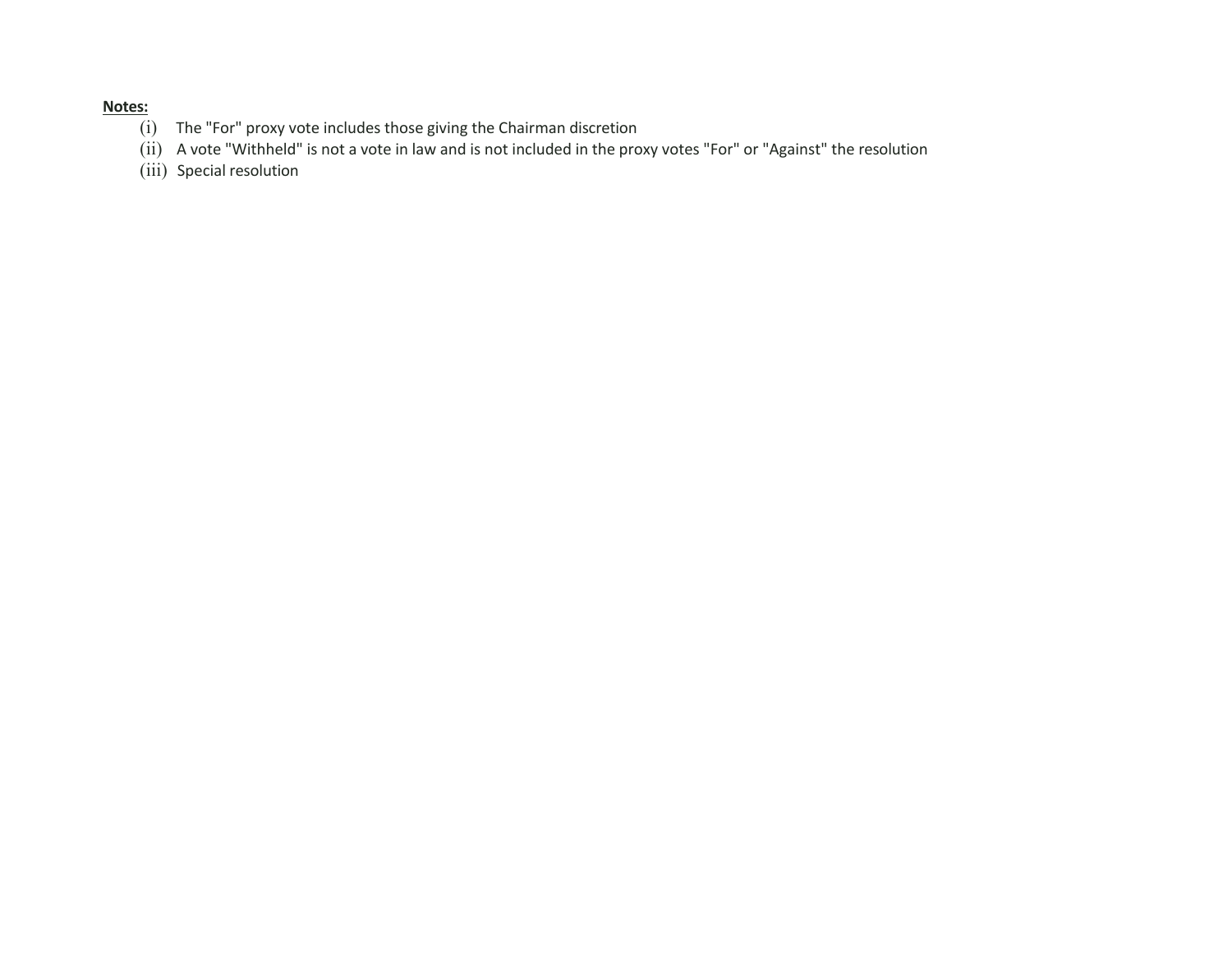**Notes:**

(i) The "For" proxy vote includes those giving the Chairman discretion

(ii) A vote "Withheld" is not a vote in law and is not included in the proxy votes "For" or "Against" the resolution

(iii) Special resolution